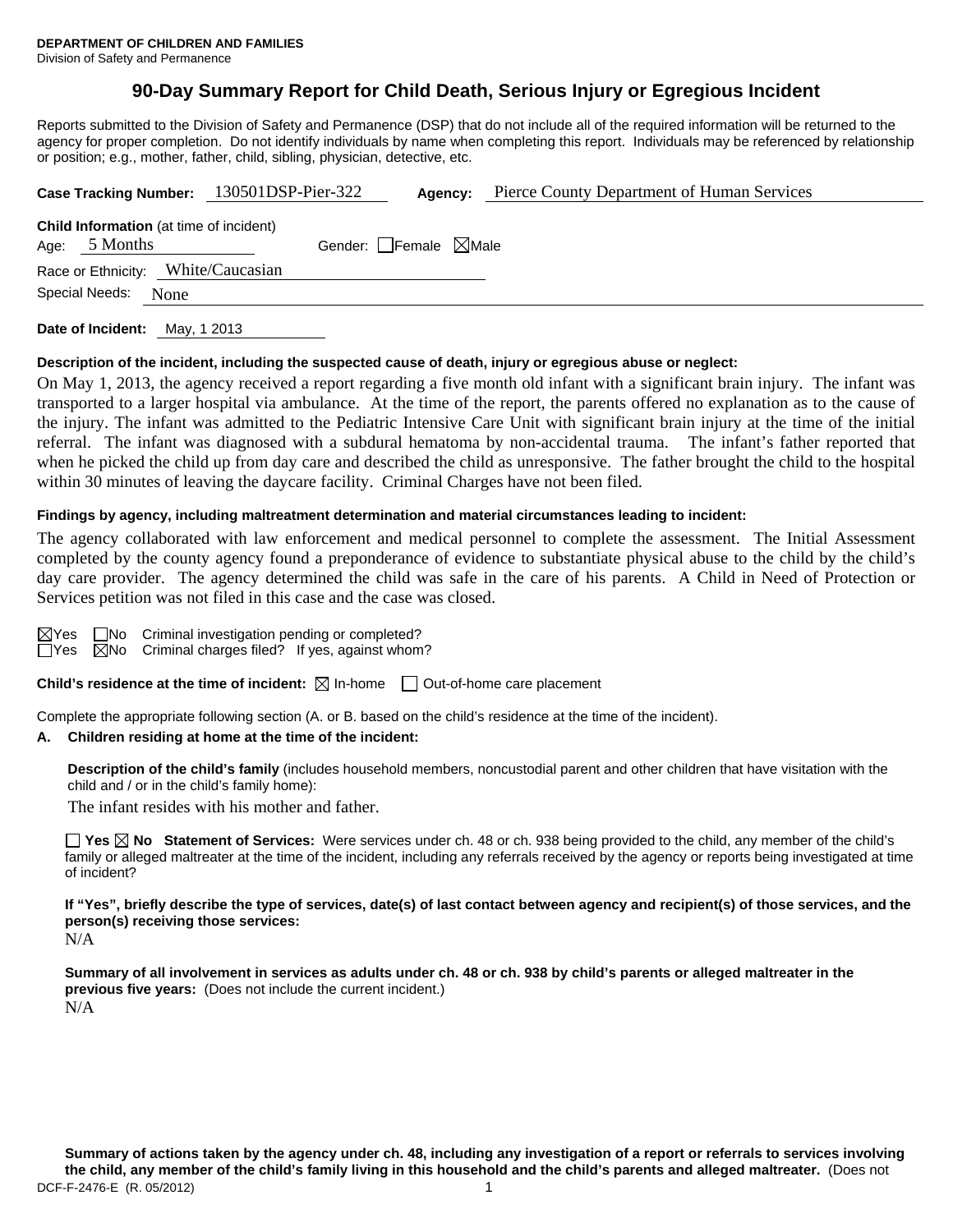**DEPARTMENT OF CHILDREN AND FAMILIES**
Division of Safety and Permanence

# 90-Day Summary Report for Child Death, Serious Injury or Egregious Incident

Reports submitted to the Division of Safety and Permanence (DSP) that do not include all of the required information will be returned to the agency for proper completion. Do not identify individuals by name when completing this report. Individuals may be referenced by relationship or position; e.g., mother, father, child, sibling, physician, detective, etc.

**Case Tracking Number:** 130501DSP-Pier-322 **Agency:** Pierce County Department of Human Services

**Child Information** (at time of incident)
Age: 5 Months Gender: ☐Female ☒Male
Race or Ethnicity: White/Caucasian
Special Needs: None

**Date of Incident:** May, 1 2013

**Description of the incident, including the suspected cause of death, injury or egregious abuse or neglect:**

On May 1, 2013, the agency received a report regarding a five month old infant with a significant brain injury. The infant was transported to a larger hospital via ambulance. At the time of the report, the parents offered no explanation as to the cause of the injury. The infant was admitted to the Pediatric Intensive Care Unit with significant brain injury at the time of the initial referral. The infant was diagnosed with a subdural hematoma by non-accidental trauma. The infant's father reported that when he picked the child up from day care and described the child as unresponsive. The father brought the child to the hospital within 30 minutes of leaving the daycare facility. Criminal Charges have not been filed.

**Findings by agency, including maltreatment determination and material circumstances leading to incident:**

The agency collaborated with law enforcement and medical personnel to complete the assessment. The Initial Assessment completed by the county agency found a preponderance of evidence to substantiate physical abuse to the child by the child's day care provider. The agency determined the child was safe in the care of his parents. A Child in Need of Protection or Services petition was not filed in this case and the case was closed.

☒Yes ☐No Criminal investigation pending or completed?
☐Yes ☒No Criminal charges filed? If yes, against whom?

**Child's residence at the time of incident:** ☒ In-home ☐ Out-of-home care placement

Complete the appropriate following section (A. or B. based on the child's residence at the time of the incident).

**A. Children residing at home at the time of the incident:**

**Description of the child's family** (includes household members, noncustodial parent and other children that have visitation with the child and / or in the child's family home):

The infant resides with his mother and father.

☐ **Yes** ☒ **No Statement of Services:** Were services under ch. 48 or ch. 938 being provided to the child, any member of the child's family or alleged maltreater at the time of the incident, including any referrals received by the agency or reports being investigated at time of incident?

**If "Yes", briefly describe the type of services, date(s) of last contact between agency and recipient(s) of those services, and the person(s) receiving those services:**
N/A

**Summary of all involvement in services as adults under ch. 48 or ch. 938 by child's parents or alleged maltreater in the previous five years:** (Does not include the current incident.)
N/A

**Summary of actions taken by the agency under ch. 48, including any investigation of a report or referrals to services involving the child, any member of the child's family living in this household and the child's parents and alleged maltreater.** (Does not

DCF-F-2476-E (R. 05/2012)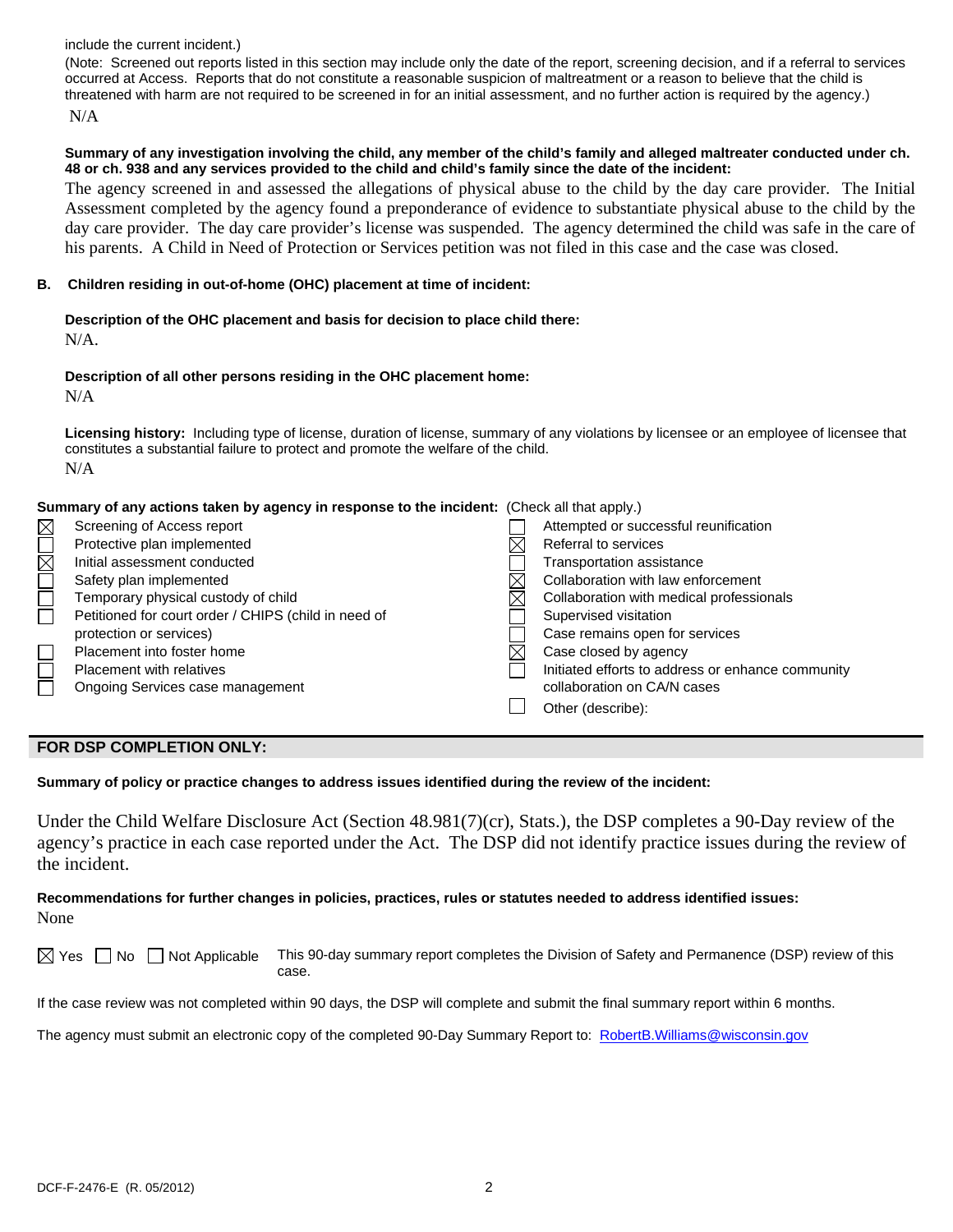include the current incident.)

(Note: Screened out reports listed in this section may include only the date of the report, screening decision, and if a referral to services occurred at Access. Reports that do not constitute a reasonable suspicion of maltreatment or a reason to believe that the child is threatened with harm are not required to be screened in for an initial assessment, and no further action is required by the agency.)

N/A

**Summary of any investigation involving the child, any member of the child's family and alleged maltreater conducted under ch. 48 or ch. 938 and any services provided to the child and child's family since the date of the incident:**

The agency screened in and assessed the allegations of physical abuse to the child by the day care provider. The Initial Assessment completed by the agency found a preponderance of evidence to substantiate physical abuse to the child by the day care provider. The day care provider's license was suspended. The agency determined the child was safe in the care of his parents. A Child in Need of Protection or Services petition was not filed in this case and the case was closed.

**B. Children residing in out-of-home (OHC) placement at time of incident:**

**Description of the OHC placement and basis for decision to place child there:**

N/A.

**Description of all other persons residing in the OHC placement home:**

N/A

**Licensing history:** Including type of license, duration of license, summary of any violations by licensee or an employee of licensee that constitutes a substantial failure to protect and promote the welfare of the child.

N/A

**Summary of any actions taken by agency in response to the incident:** (Check all that apply.)

- [x] Screening of Access report
- [ ] Protective plan implemented
- [x] Initial assessment conducted
- [ ] Safety plan implemented
- [ ] Temporary physical custody of child
- [ ] Petitioned for court order / CHIPS (child in need of protection or services)
- [ ] Placement into foster home
- [ ] Placement with relatives
- [ ] Ongoing Services case management
- [ ] Attempted or successful reunification
- [x] Referral to services
- [ ] Transportation assistance
- [x] Collaboration with law enforcement
- [x] Collaboration with medical professionals
- [ ] Supervised visitation
- [ ] Case remains open for services
- [x] Case closed by agency
- [ ] Initiated efforts to address or enhance community collaboration on CA/N cases
- [ ] Other (describe):

## FOR DSP COMPLETION ONLY:

**Summary of policy or practice changes to address issues identified during the review of the incident:**

Under the Child Welfare Disclosure Act (Section 48.981(7)(cr), Stats.), the DSP completes a 90-Day review of the agency's practice in each case reported under the Act. The DSP did not identify practice issues during the review of the incident.

**Recommendations for further changes in policies, practices, rules or statutes needed to address identified issues:**

None

- [x] Yes
- [ ] No
- [ ] Not Applicable

This 90-day summary report completes the Division of Safety and Permanence (DSP) review of this case.

If the case review was not completed within 90 days, the DSP will complete and submit the final summary report within 6 months.

The agency must submit an electronic copy of the completed 90-Day Summary Report to: RobertB.Williams@wisconsin.gov

DCF-F-2476-E (R. 05/2012)